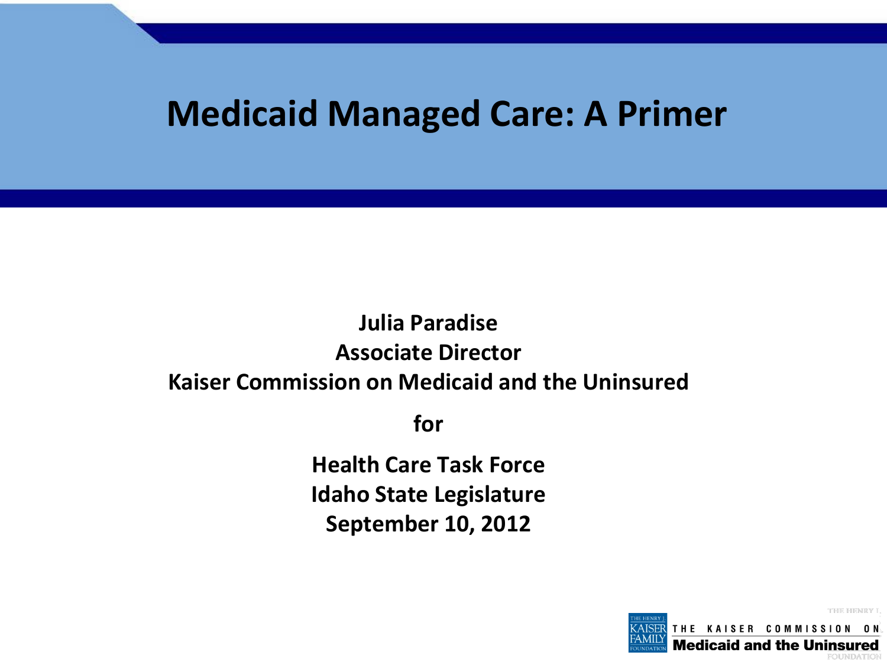# Medicaid Managed Care: A Primer

**Julia Paradise**
**Associate Director**
**Kaiser Commission on Medicaid and the Uninsured**

**for**

**Health Care Task Force**
**Idaho State Legislature**
**September 10, 2012**

THE HENRY J. KAISER FAMILY FOUNDATION

THE KAISER COMMISSION ON
**Medicaid and the Uninsured**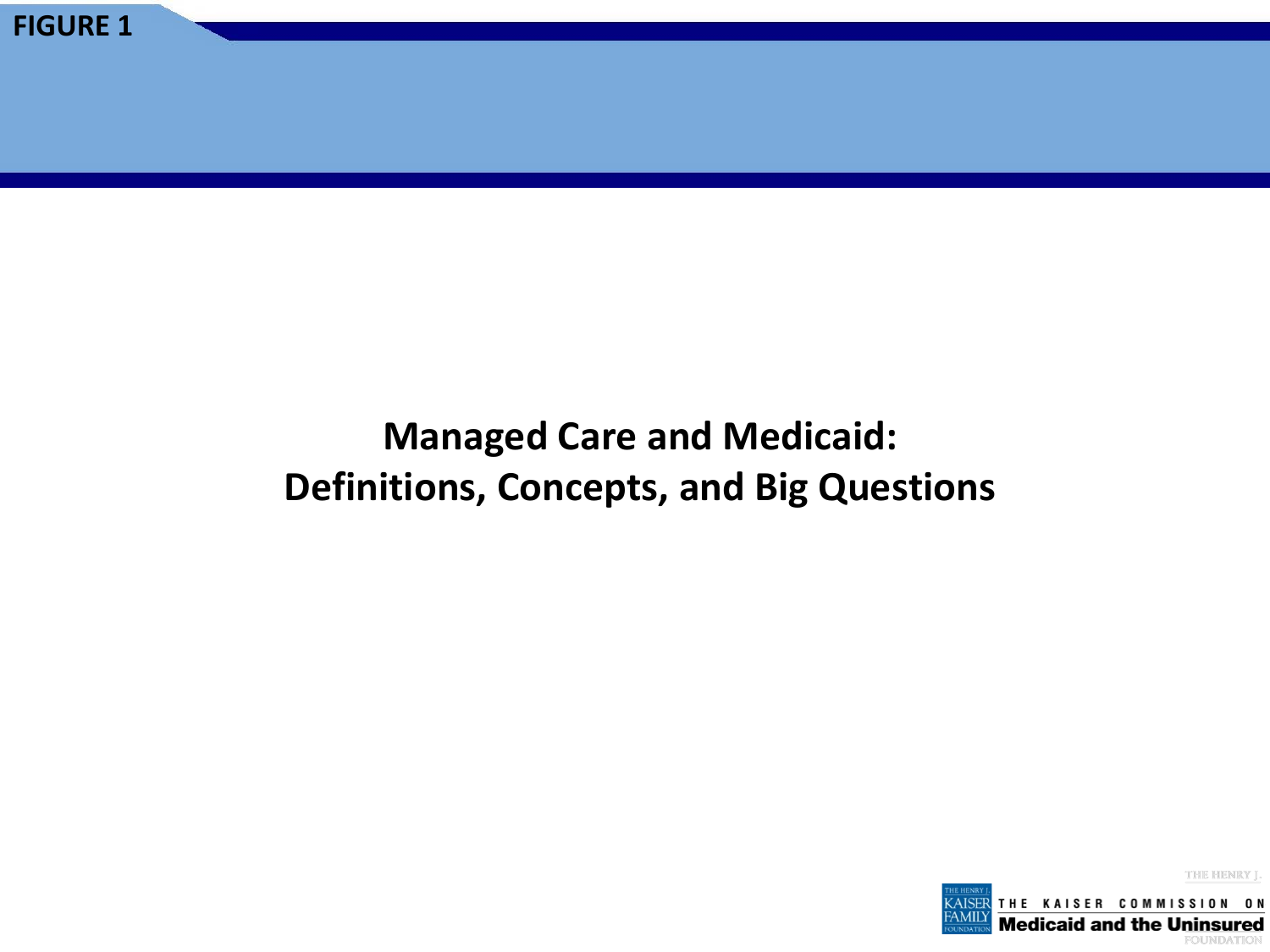# Managed Care and Medicaid: Definitions, Concepts, and Big Questions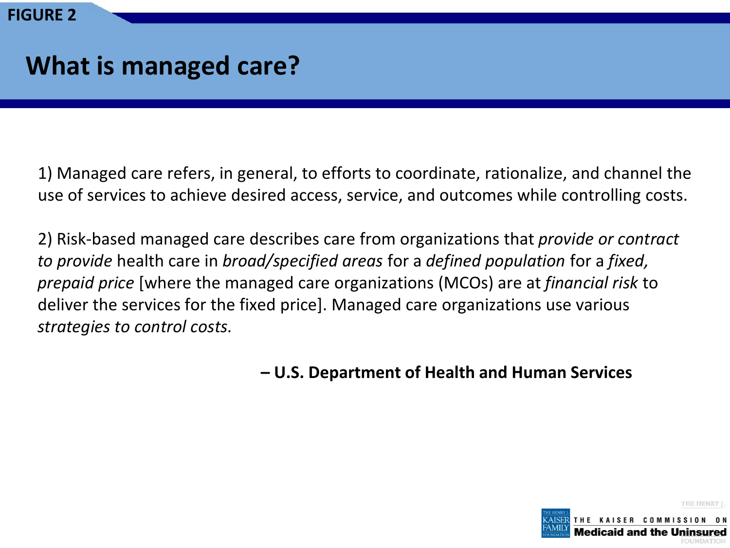FIGURE 2

# What is managed care?

1) Managed care refers, in general, to efforts to coordinate, rationalize, and channel the use of services to achieve desired access, service, and outcomes while controlling costs.

2) Risk-based managed care describes care from organizations that *provide or contract to provide* health care in *broad/specified areas* for a *defined population* for a *fixed, prepaid price* [where the managed care organizations (MCOs) are at *financial risk* to deliver the services for the fixed price]. Managed care organizations use various *strategies to control costs.*

**– U.S. Department of Health and Human Services**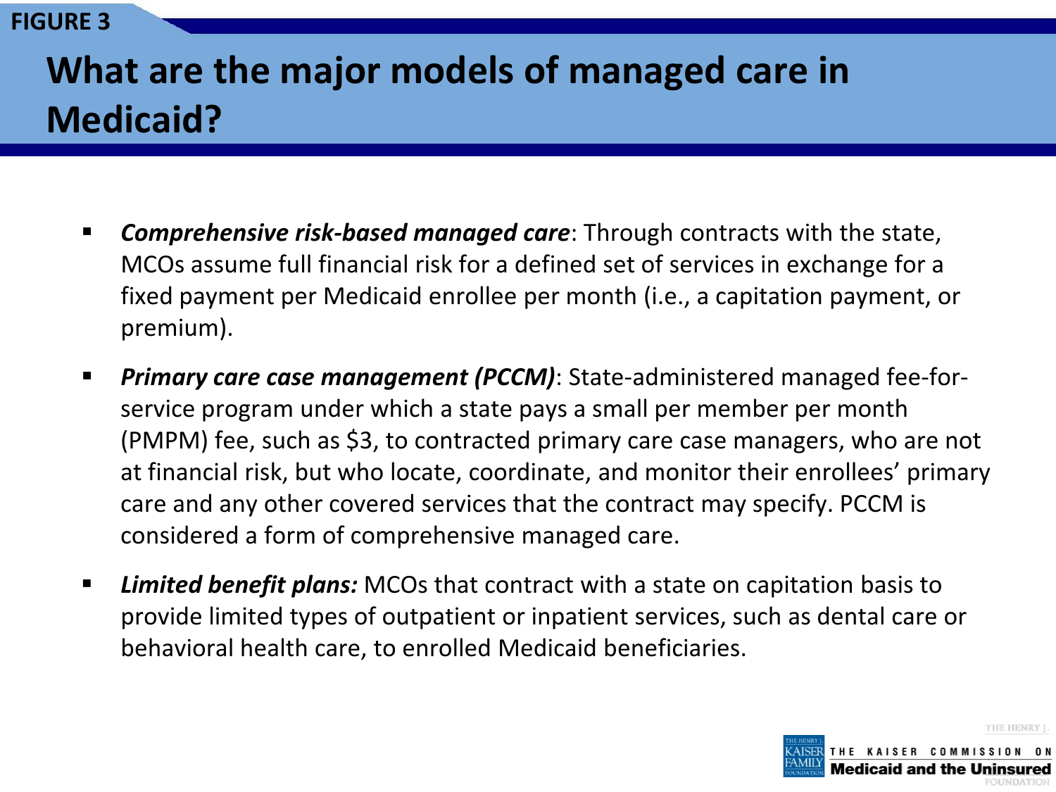FIGURE 3

# What are the major models of managed care in Medicaid?

- ***Comprehensive risk-based managed care***: Through contracts with the state, MCOs assume full financial risk for a defined set of services in exchange for a fixed payment per Medicaid enrollee per month (i.e., a capitation payment, or premium).
- ***Primary care case management (PCCM)***: State-administered managed fee-for-service program under which a state pays a small per member per month (PMPM) fee, such as $3, to contracted primary care case managers, who are not at financial risk, but who locate, coordinate, and monitor their enrollees' primary care and any other covered services that the contract may specify. PCCM is considered a form of comprehensive managed care.
- ***Limited benefit plans:*** MCOs that contract with a state on capitation basis to provide limited types of outpatient or inpatient services, such as dental care or behavioral health care, to enrolled Medicaid beneficiaries.

THE HENRY J. KAISER FAMILY FOUNDATION — THE KAISER COMMISSION ON Medicaid and the Uninsured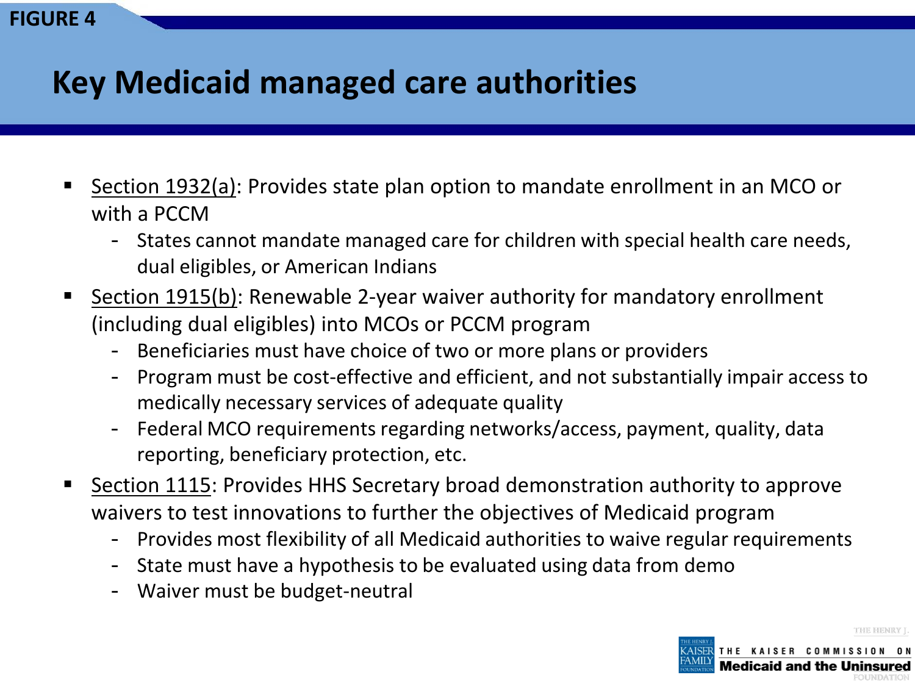FIGURE 4

# Key Medicaid managed care authorities

- Section 1932(a): Provides state plan option to mandate enrollment in an MCO or with a PCCM
  - States cannot mandate managed care for children with special health care needs, dual eligibles, or American Indians
- Section 1915(b): Renewable 2-year waiver authority for mandatory enrollment (including dual eligibles) into MCOs or PCCM program
  - Beneficiaries must have choice of two or more plans or providers
  - Program must be cost-effective and efficient, and not substantially impair access to medically necessary services of adequate quality
  - Federal MCO requirements regarding networks/access, payment, quality, data reporting, beneficiary protection, etc.
- Section 1115: Provides HHS Secretary broad demonstration authority to approve waivers to test innovations to further the objectives of Medicaid program
  - Provides most flexibility of all Medicaid authorities to waive regular requirements
  - State must have a hypothesis to be evaluated using data from demo
  - Waiver must be budget-neutral

THE KAISER COMMISSION ON Medicaid and the Uninsured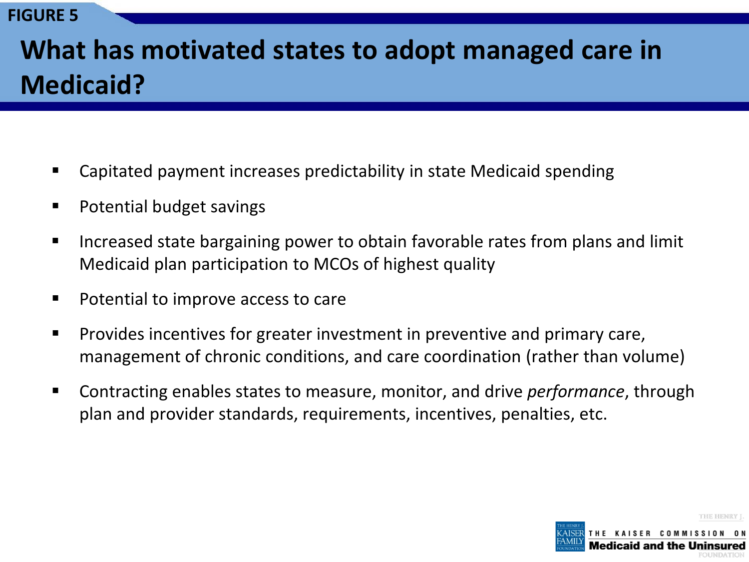FIGURE 5

# What has motivated states to adopt managed care in Medicaid?

- Capitated payment increases predictability in state Medicaid spending
- Potential budget savings
- Increased state bargaining power to obtain favorable rates from plans and limit Medicaid plan participation to MCOs of highest quality
- Potential to improve access to care
- Provides incentives for greater investment in preventive and primary care, management of chronic conditions, and care coordination (rather than volume)
- Contracting enables states to measure, monitor, and drive *performance*, through plan and provider standards, requirements, incentives, penalties, etc.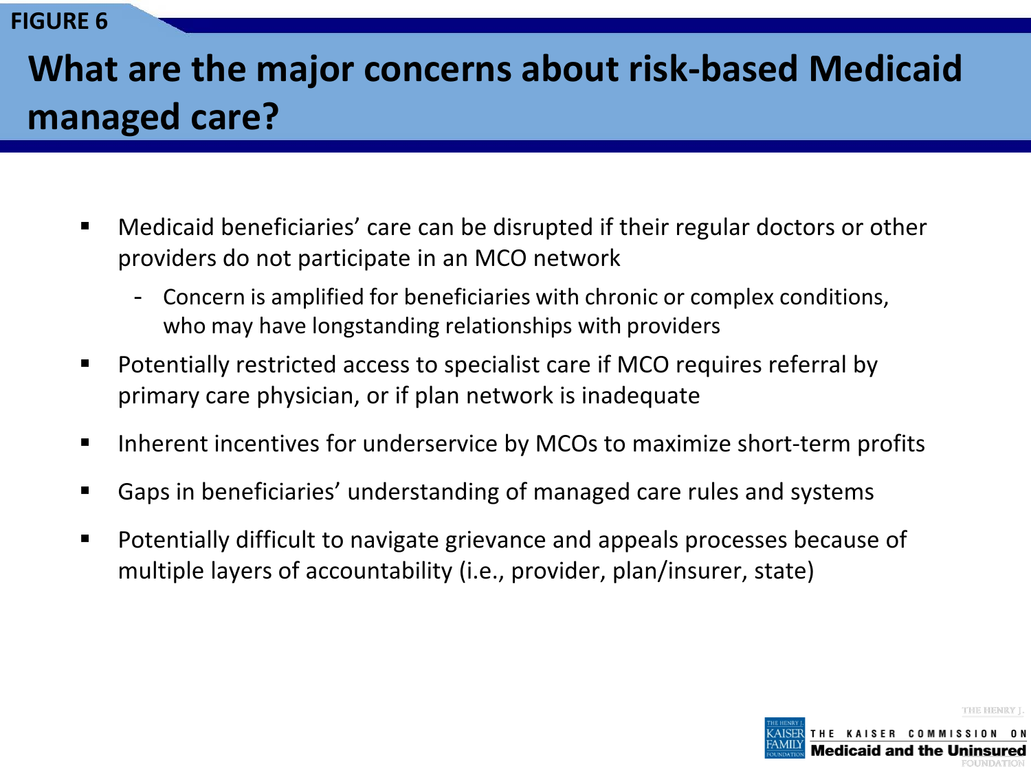FIGURE 6

# What are the major concerns about risk-based Medicaid managed care?

- Medicaid beneficiaries' care can be disrupted if their regular doctors or other providers do not participate in an MCO network
  - Concern is amplified for beneficiaries with chronic or complex conditions, who may have longstanding relationships with providers
- Potentially restricted access to specialist care if MCO requires referral by primary care physician, or if plan network is inadequate
- Inherent incentives for underservice by MCOs to maximize short-term profits
- Gaps in beneficiaries' understanding of managed care rules and systems
- Potentially difficult to navigate grievance and appeals processes because of multiple layers of accountability (i.e., provider, plan/insurer, state)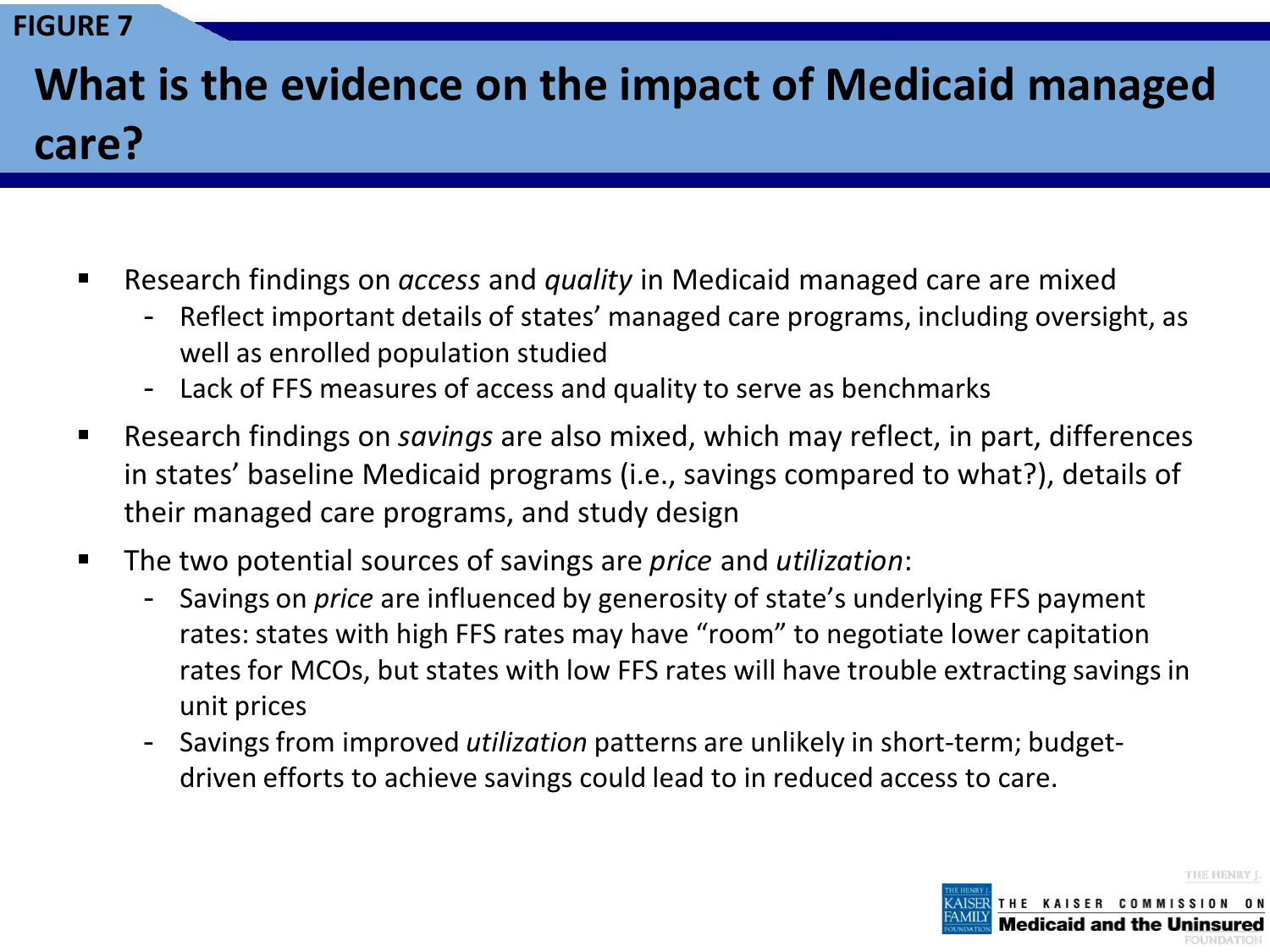FIGURE 7

# What is the evidence on the impact of Medicaid managed care?

- Research findings on *access* and *quality* in Medicaid managed care are mixed
  - Reflect important details of states' managed care programs, including oversight, as well as enrolled population studied
  - Lack of FFS measures of access and quality to serve as benchmarks
- Research findings on *savings* are also mixed, which may reflect, in part, differences in states' baseline Medicaid programs (i.e., savings compared to what?), details of their managed care programs, and study design
- The two potential sources of savings are *price* and *utilization*:
  - Savings on *price* are influenced by generosity of state's underlying FFS payment rates: states with high FFS rates may have "room" to negotiate lower capitation rates for MCOs, but states with low FFS rates will have trouble extracting savings in unit prices
  - Savings from improved *utilization* patterns are unlikely in short-term; budget-driven efforts to achieve savings could lead to in reduced access to care.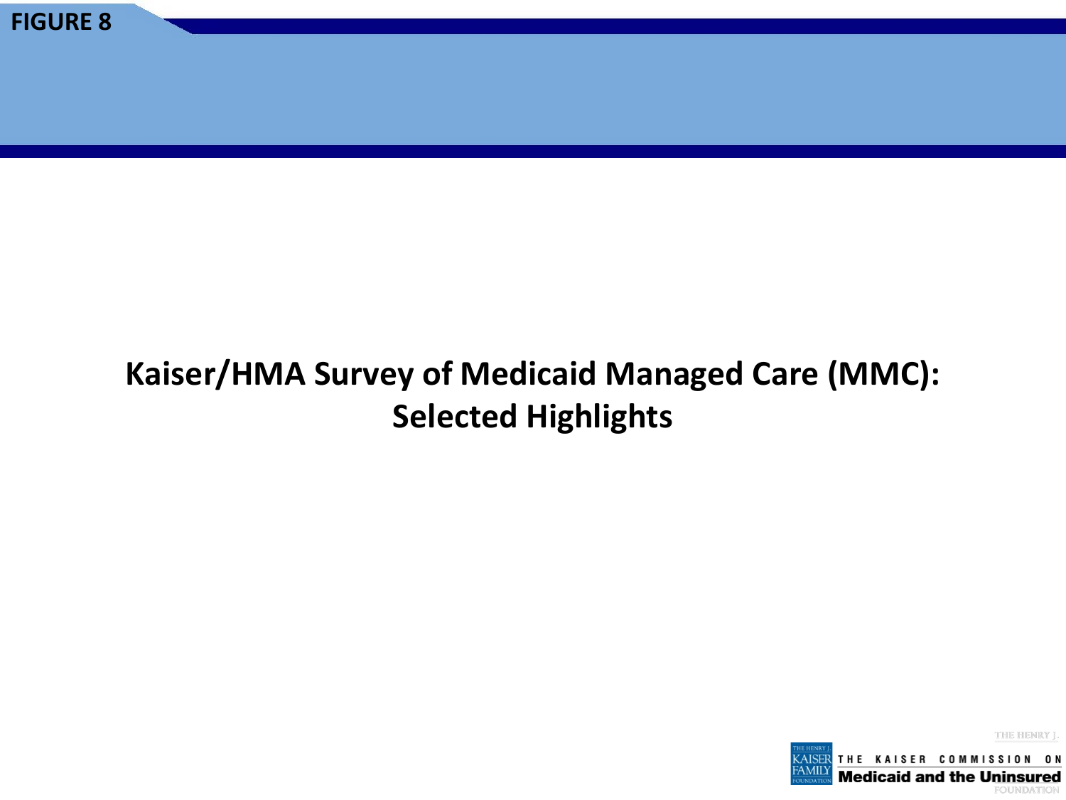FIGURE 8

# Kaiser/HMA Survey of Medicaid Managed Care (MMC): Selected Highlights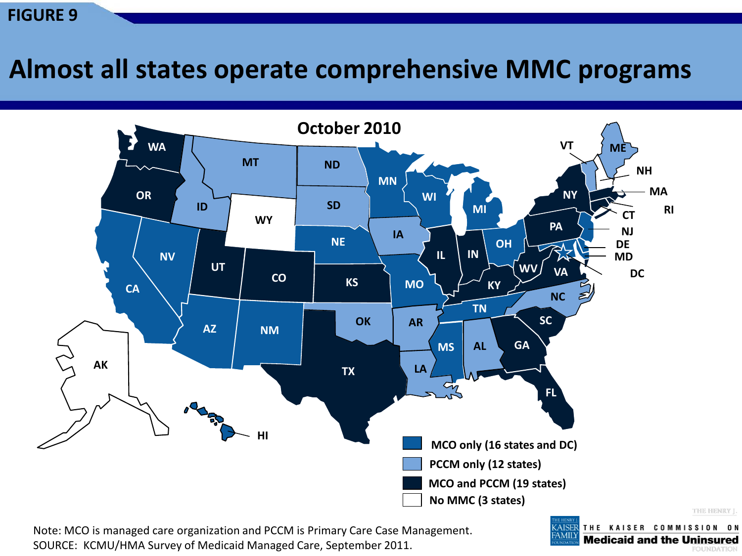FIGURE 9

# Almost all states operate comprehensive MMC programs

October 2010

- MCO only (16 states and DC)
- PCCM only (12 states)
- MCO and PCCM (19 states)
- No MMC (3 states)

Note: MCO is managed care organization and PCCM is Primary Care Case Management.
SOURCE: KCMU/HMA Survey of Medicaid Managed Care, September 2011.

THE KAISER COMMISSION ON Medicaid and the Uninsured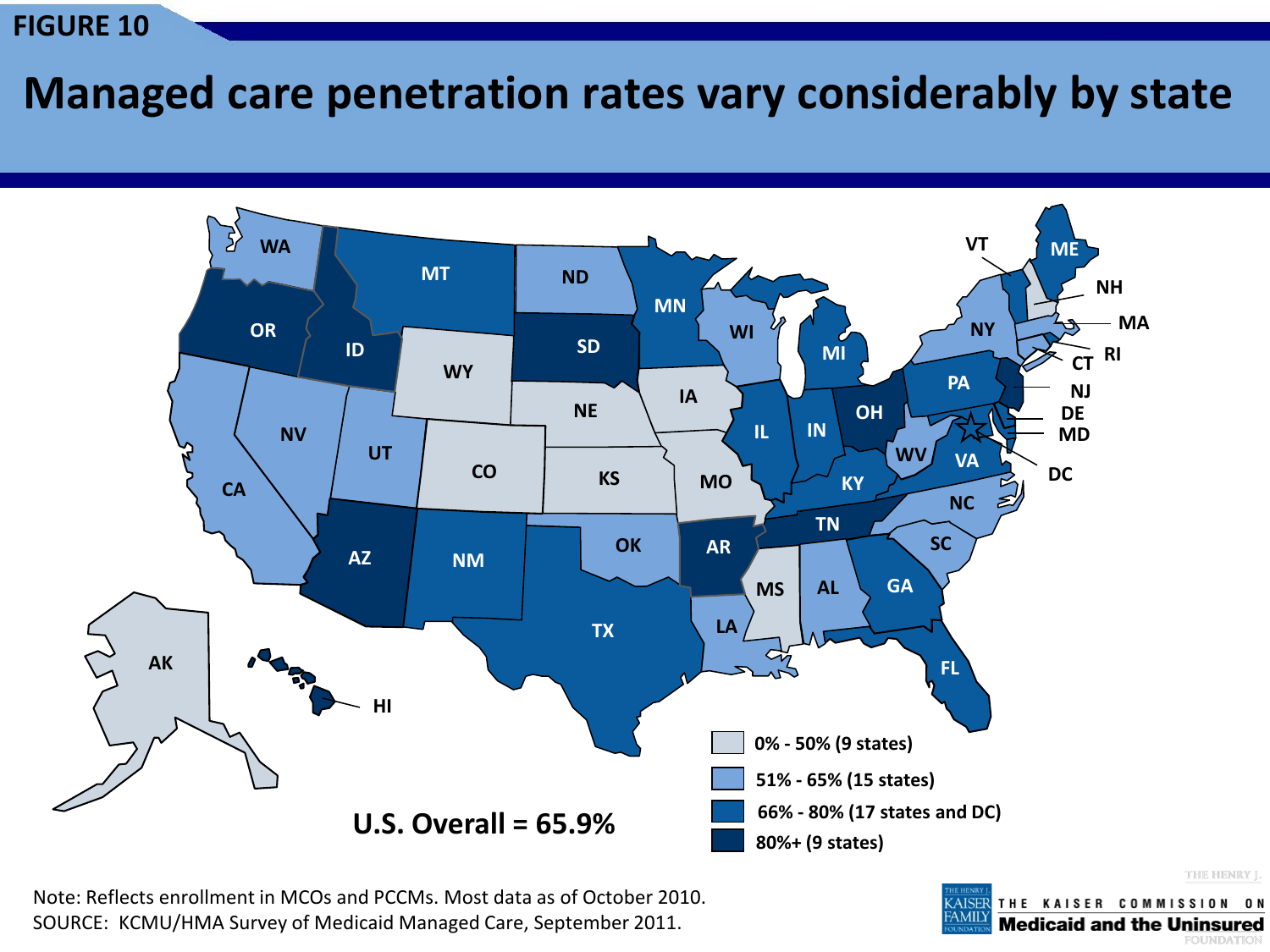FIGURE 10

# Managed care penetration rates vary considerably by state

- 0% - 50% (9 states)
- 51% - 65% (15 states)
- 66% - 80% (17 states and DC)
- 80%+ (9 states)

**U.S. Overall = 65.9%**

Note: Reflects enrollment in MCOs and PCCMs. Most data as of October 2010.
SOURCE: KCMU/HMA Survey of Medicaid Managed Care, September 2011.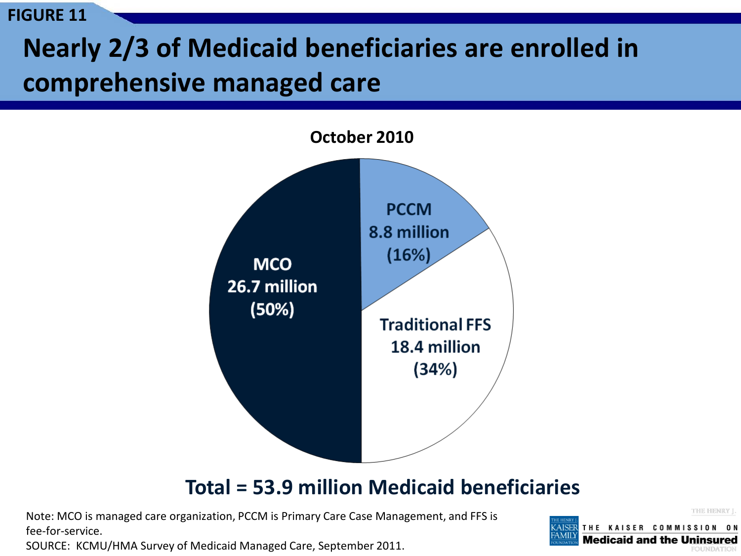FIGURE 11

# Nearly 2/3 of Medicaid beneficiaries are enrolled in comprehensive managed care

**October 2010**

| Category | Beneficiaries | Share |
|---|---|---|
| MCO | 26.7 million | (50%) |
| PCCM | 8.8 million | (16%) |
| Traditional FFS | 18.4 million | (34%) |

**Total = 53.9 million Medicaid beneficiaries**

Note: MCO is managed care organization, PCCM is Primary Care Case Management, and FFS is fee-for-service.

SOURCE: KCMU/HMA Survey of Medicaid Managed Care, September 2011.

THE KAISER COMMISSION ON Medicaid and the Uninsured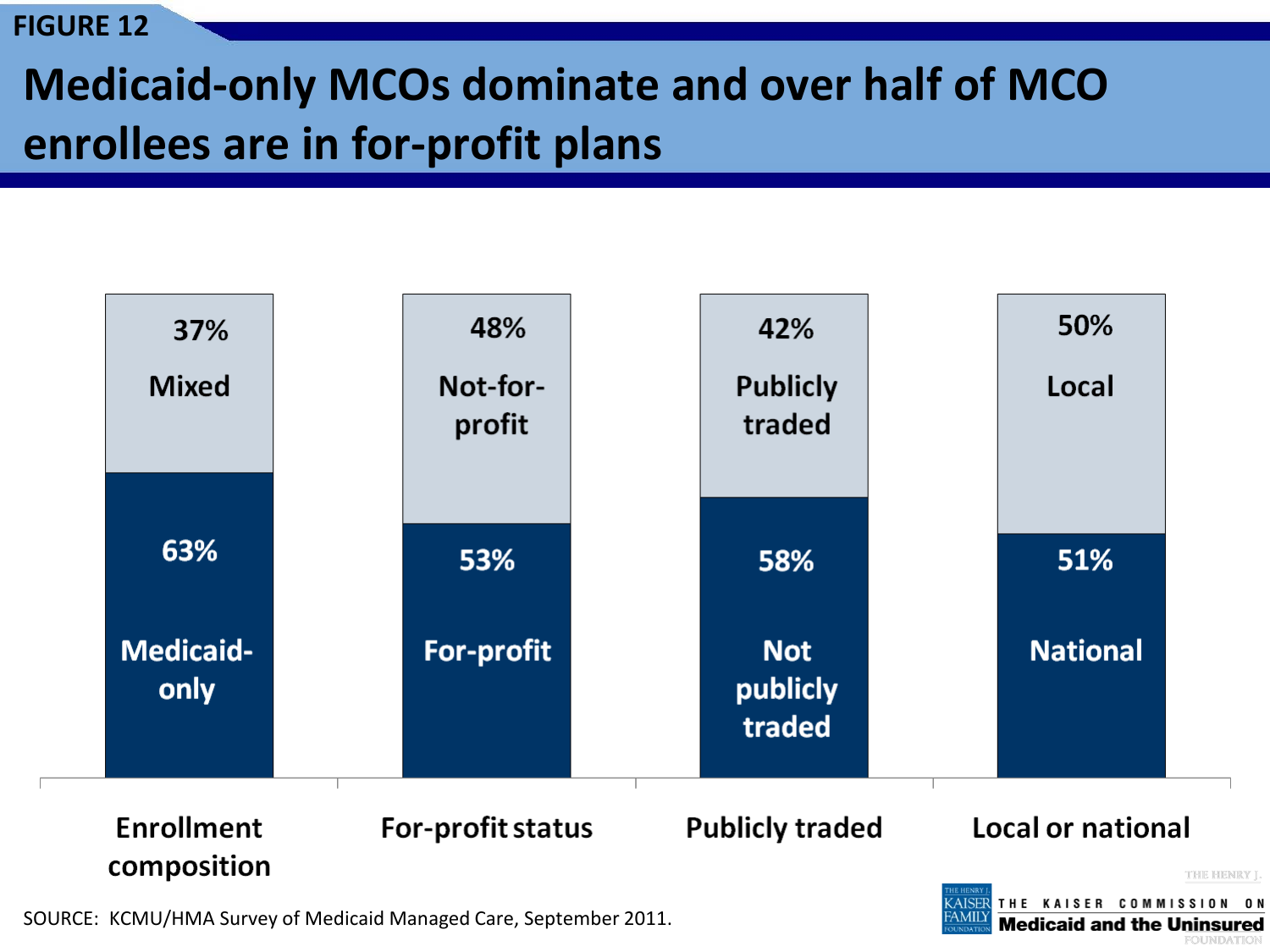FIGURE 12

# Medicaid-only MCOs dominate and over half of MCO enrollees are in for-profit plans

| | Enrollment composition | For-profit status | Publicly traded | Local or national |
|---|---|---|---|---|
| Top segment | 37% Mixed | 48% Not-for-profit | 42% Publicly traded | 50% Local |
| Bottom segment | 63% Medicaid-only | 53% For-profit | 58% Not publicly traded | 51% National |

SOURCE: KCMU/HMA Survey of Medicaid Managed Care, September 2011.

THE HENRY J. KAISER FAMILY FOUNDATION — THE KAISER COMMISSION ON Medicaid and the Uninsured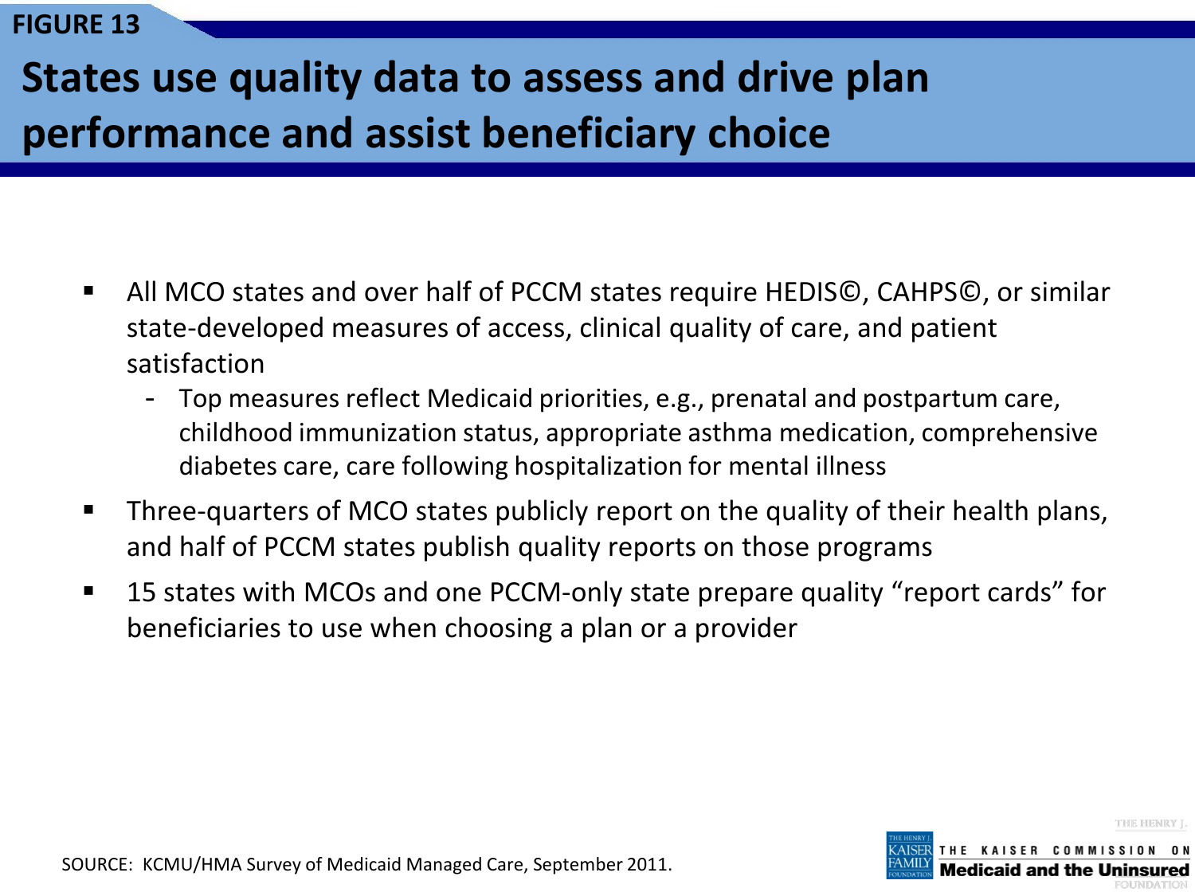FIGURE 13

# States use quality data to assess and drive plan performance and assist beneficiary choice

- All MCO states and over half of PCCM states require HEDIS©, CAHPS©, or similar state-developed measures of access, clinical quality of care, and patient satisfaction
  - Top measures reflect Medicaid priorities, e.g., prenatal and postpartum care, childhood immunization status, appropriate asthma medication, comprehensive diabetes care, care following hospitalization for mental illness
- Three-quarters of MCO states publicly report on the quality of their health plans, and half of PCCM states publish quality reports on those programs
- 15 states with MCOs and one PCCM-only state prepare quality "report cards" for beneficiaries to use when choosing a plan or a provider

SOURCE: KCMU/HMA Survey of Medicaid Managed Care, September 2011.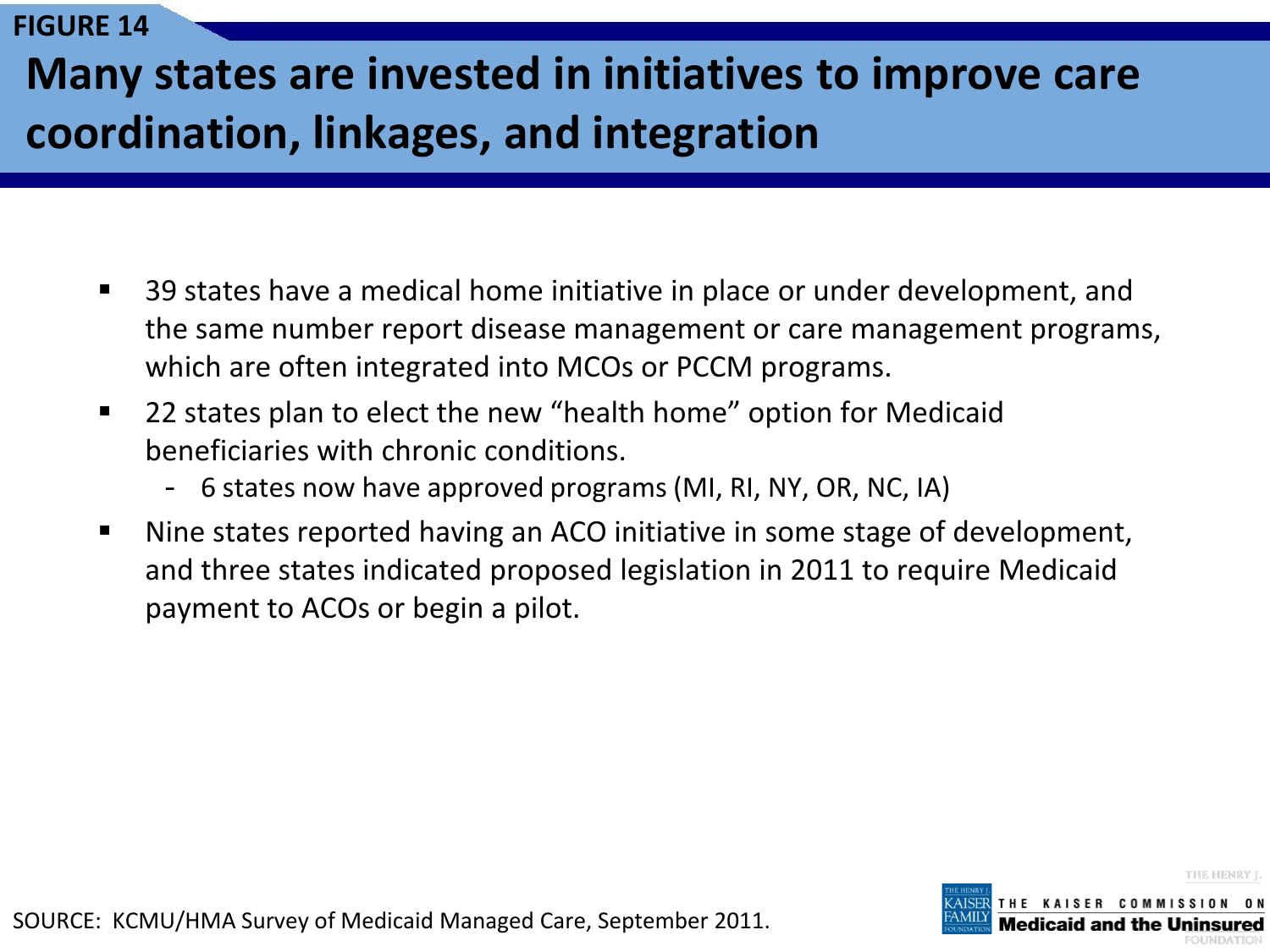FIGURE 14

# Many states are invested in initiatives to improve care coordination, linkages, and integration

- 39 states have a medical home initiative in place or under development, and the same number report disease management or care management programs, which are often integrated into MCOs or PCCM programs.
- 22 states plan to elect the new "health home" option for Medicaid beneficiaries with chronic conditions.
  - 6 states now have approved programs (MI, RI, NY, OR, NC, IA)
- Nine states reported having an ACO initiative in some stage of development, and three states indicated proposed legislation in 2011 to require Medicaid payment to ACOs or begin a pilot.

SOURCE: KCMU/HMA Survey of Medicaid Managed Care, September 2011.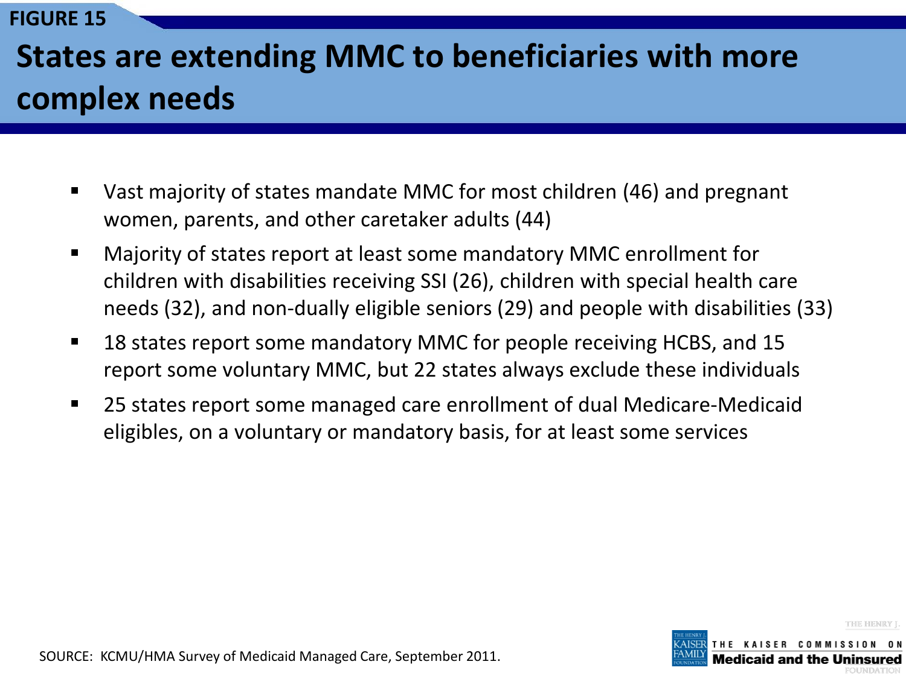FIGURE 15

# States are extending MMC to beneficiaries with more complex needs

- Vast majority of states mandate MMC for most children (46) and pregnant women, parents, and other caretaker adults (44)
- Majority of states report at least some mandatory MMC enrollment for children with disabilities receiving SSI (26), children with special health care needs (32), and non-dually eligible seniors (29) and people with disabilities (33)
- 18 states report some mandatory MMC for people receiving HCBS, and 15 report some voluntary MMC, but 22 states always exclude these individuals
- 25 states report some managed care enrollment of dual Medicare-Medicaid eligibles, on a voluntary or mandatory basis, for at least some services

SOURCE: KCMU/HMA Survey of Medicaid Managed Care, September 2011.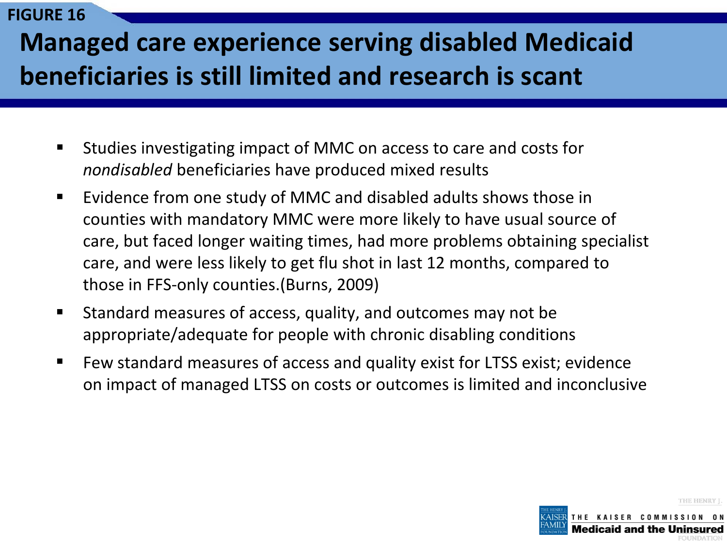FIGURE 16

# Managed care experience serving disabled Medicaid beneficiaries is still limited and research is scant

- Studies investigating impact of MMC on access to care and costs for *nondisabled* beneficiaries have produced mixed results
- Evidence from one study of MMC and disabled adults shows those in counties with mandatory MMC were more likely to have usual source of care, but faced longer waiting times, had more problems obtaining specialist care, and were less likely to get flu shot in last 12 months, compared to those in FFS-only counties.(Burns, 2009)
- Standard measures of access, quality, and outcomes may not be appropriate/adequate for people with chronic disabling conditions
- Few standard measures of access and quality exist for LTSS exist; evidence on impact of managed LTSS on costs or outcomes is limited and inconclusive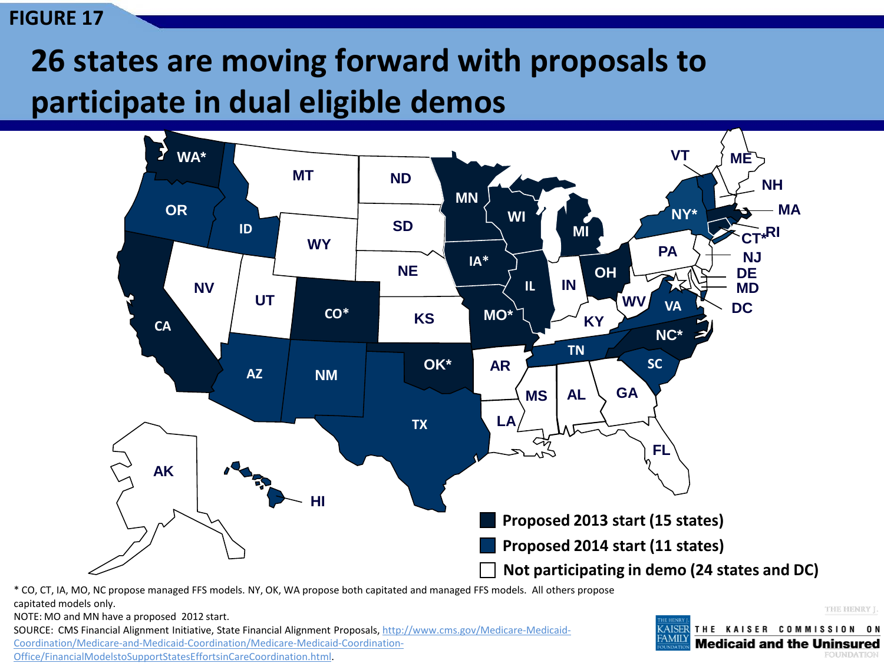FIGURE 17

# 26 states are moving forward with proposals to participate in dual eligible demos

- Proposed 2013 start (15 states)
- Proposed 2014 start (11 states)
- Not participating in demo (24 states and DC)

* CO, CT, IA, MO, NC propose managed FFS models. NY, OK, WA propose both capitated and managed FFS models. All others propose capitated models only.

NOTE: MO and MN have a proposed 2012 start.

SOURCE: CMS Financial Alignment Initiative, State Financial Alignment Proposals, http://www.cms.gov/Medicare-Medicaid-Coordination/Medicare-and-Medicaid-Coordination/Medicare-Medicaid-Coordination-Office/FinancialModelstoSupportStatesEffortsinCareCoordination.html.

THE KAISER COMMISSION ON Medicaid and the Uninsured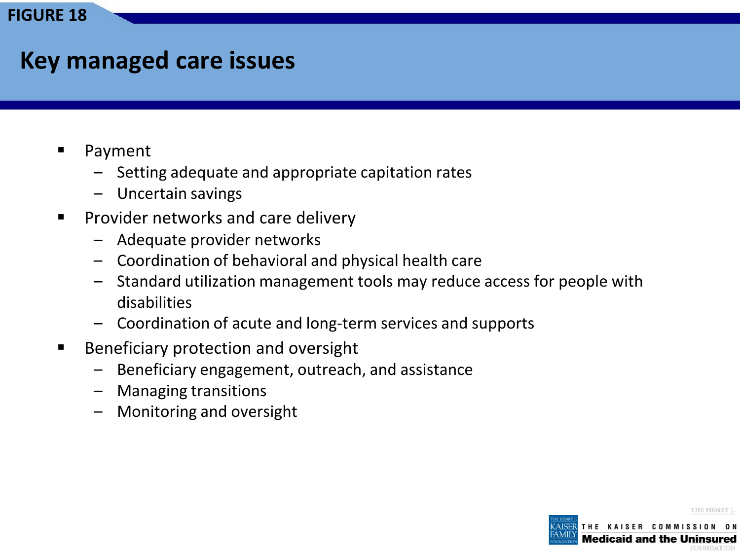FIGURE 18

# Key managed care issues

- Payment
  - Setting adequate and appropriate capitation rates
  - Uncertain savings
- Provider networks and care delivery
  - Adequate provider networks
  - Coordination of behavioral and physical health care
  - Standard utilization management tools may reduce access for people with disabilities
  - Coordination of acute and long-term services and supports
- Beneficiary protection and oversight
  - Beneficiary engagement, outreach, and assistance
  - Managing transitions
  - Monitoring and oversight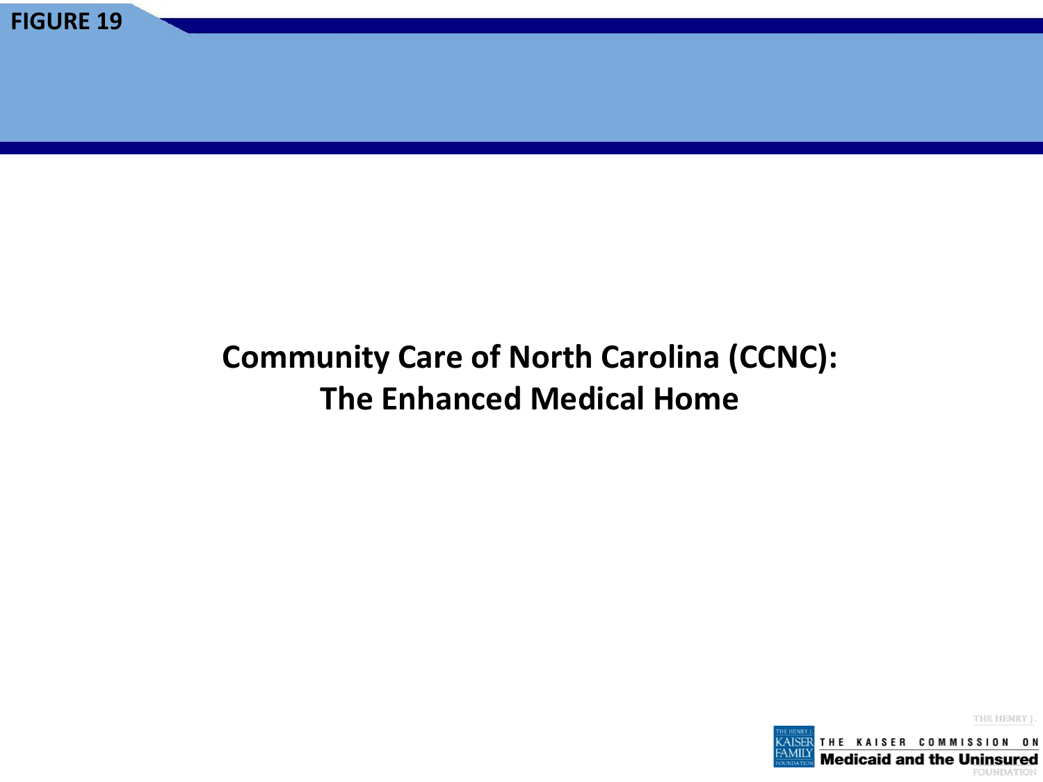FIGURE 19

# Community Care of North Carolina (CCNC): The Enhanced Medical Home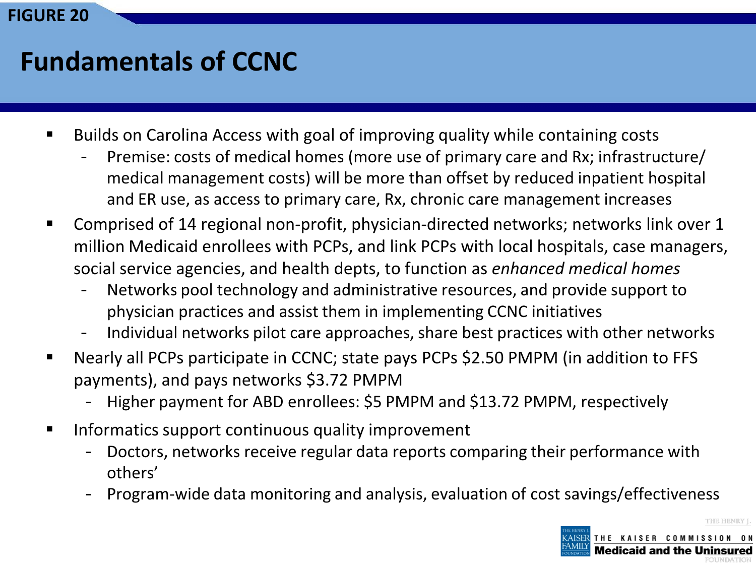FIGURE 20

# Fundamentals of CCNC

- Builds on Carolina Access with goal of improving quality while containing costs
  - Premise: costs of medical homes (more use of primary care and Rx; infrastructure/ medical management costs) will be more than offset by reduced inpatient hospital and ER use, as access to primary care, Rx, chronic care management increases
- Comprised of 14 regional non-profit, physician-directed networks; networks link over 1 million Medicaid enrollees with PCPs, and link PCPs with local hospitals, case managers, social service agencies, and health depts, to function as *enhanced medical homes*
  - Networks pool technology and administrative resources, and provide support to physician practices and assist them in implementing CCNC initiatives
  - Individual networks pilot care approaches, share best practices with other networks
- Nearly all PCPs participate in CCNC; state pays PCPs $2.50 PMPM (in addition to FFS payments), and pays networks $3.72 PMPM
  - Higher payment for ABD enrollees: $5 PMPM and $13.72 PMPM, respectively
- Informatics support continuous quality improvement
  - Doctors, networks receive regular data reports comparing their performance with others'
  - Program-wide data monitoring and analysis, evaluation of cost savings/effectiveness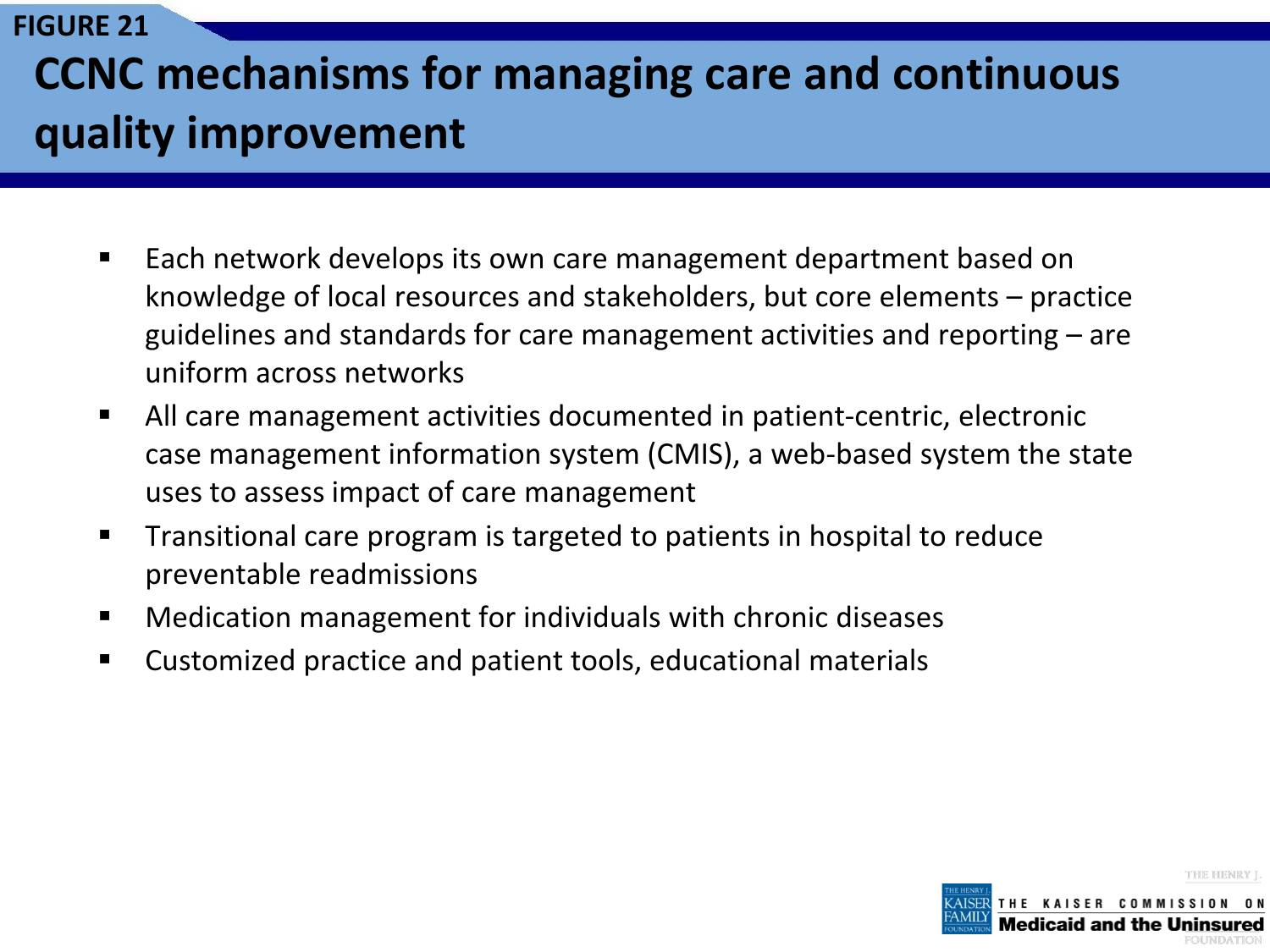FIGURE 21

# CCNC mechanisms for managing care and continuous quality improvement

- Each network develops its own care management department based on knowledge of local resources and stakeholders, but core elements – practice guidelines and standards for care management activities and reporting – are uniform across networks
- All care management activities documented in patient-centric, electronic case management information system (CMIS), a web-based system the state uses to assess impact of care management
- Transitional care program is targeted to patients in hospital to reduce preventable readmissions
- Medication management for individuals with chronic diseases
- Customized practice and patient tools, educational materials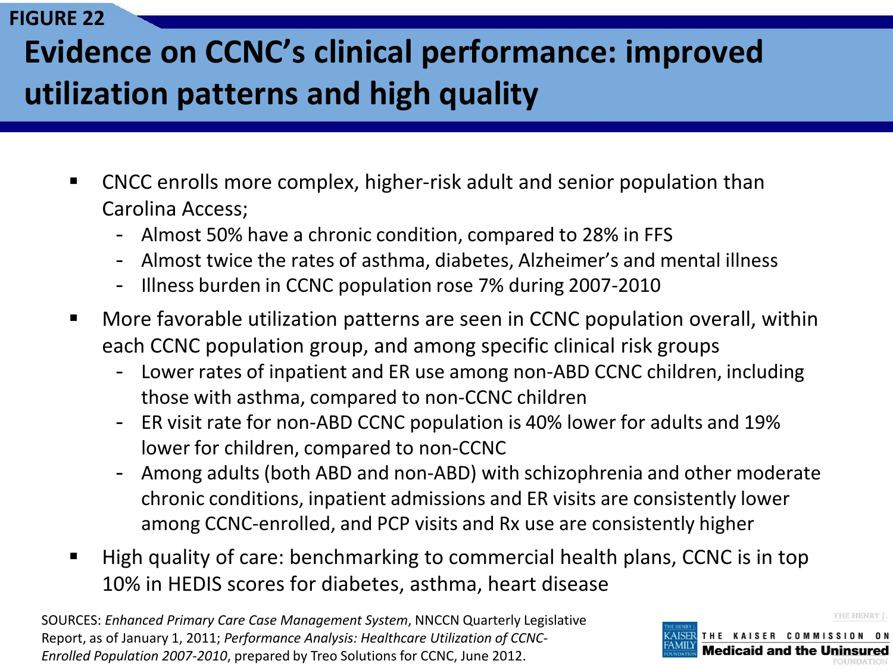FIGURE 22

# Evidence on CCNC's clinical performance: improved utilization patterns and high quality

- CNCC enrolls more complex, higher-risk adult and senior population than Carolina Access;
  - Almost 50% have a chronic condition, compared to 28% in FFS
  - Almost twice the rates of asthma, diabetes, Alzheimer's and mental illness
  - Illness burden in CCNC population rose 7% during 2007-2010
- More favorable utilization patterns are seen in CCNC population overall, within each CCNC population group, and among specific clinical risk groups
  - Lower rates of inpatient and ER use among non-ABD CCNC children, including those with asthma, compared to non-CCNC children
  - ER visit rate for non-ABD CCNC population is 40% lower for adults and 19% lower for children, compared to non-CCNC
  - Among adults (both ABD and non-ABD) with schizophrenia and other moderate chronic conditions, inpatient admissions and ER visits are consistently lower among CCNC-enrolled, and PCP visits and Rx use are consistently higher
- High quality of care: benchmarking to commercial health plans, CCNC is in top 10% in HEDIS scores for diabetes, asthma, heart disease

SOURCES: *Enhanced Primary Care Case Management System*, NNCCN Quarterly Legislative Report, as of January 1, 2011; *Performance Analysis: Healthcare Utilization of CCNC-Enrolled Population 2007-2010*, prepared by Treo Solutions for CCNC, June 2012.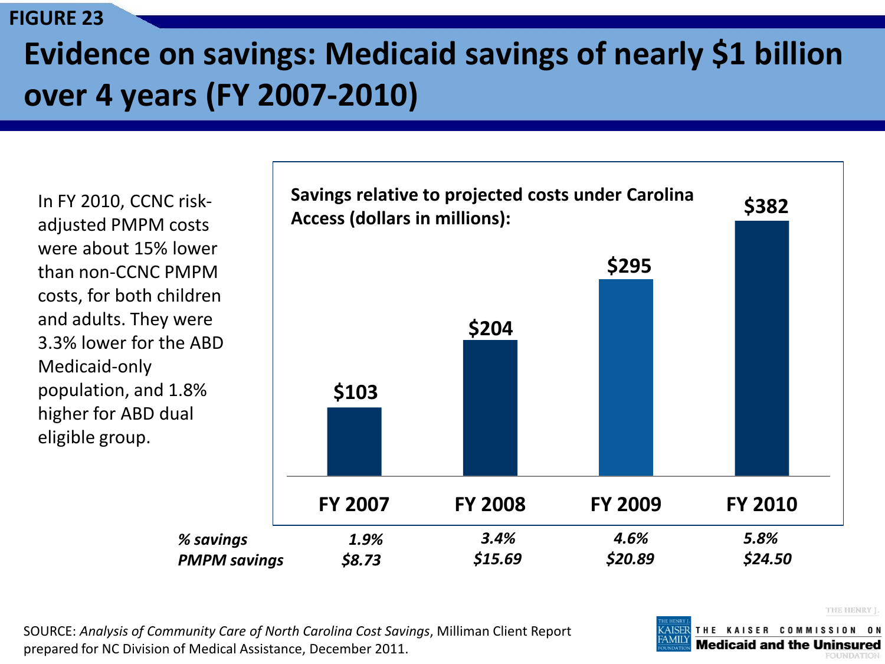FIGURE 23

# Evidence on savings: Medicaid savings of nearly $1 billion over 4 years (FY 2007-2010)

In FY 2010, CCNC risk-adjusted PMPM costs were about 15% lower than non-CCNC PMPM costs, for both children and adults. They were 3.3% lower for the ABD Medicaid-only population, and 1.8% higher for ABD dual eligible group.

**Savings relative to projected costs under Carolina Access (dollars in millions):**

| | FY 2007 | FY 2008 | FY 2009 | FY 2010 |
|---|---|---|---|---|
| Savings (millions) | $103 | $204 | $295 | $382 |
| *% savings* | *1.9%* | *3.4%* | *4.6%* | *5.8%* |
| *PMPM savings* | *$8.73* | *$15.69* | *$20.89* | *$24.50* |

SOURCE: *Analysis of Community Care of North Carolina Cost Savings*, Milliman Client Report prepared for NC Division of Medical Assistance, December 2011.

THE KAISER COMMISSION ON **Medicaid and the Uninsured**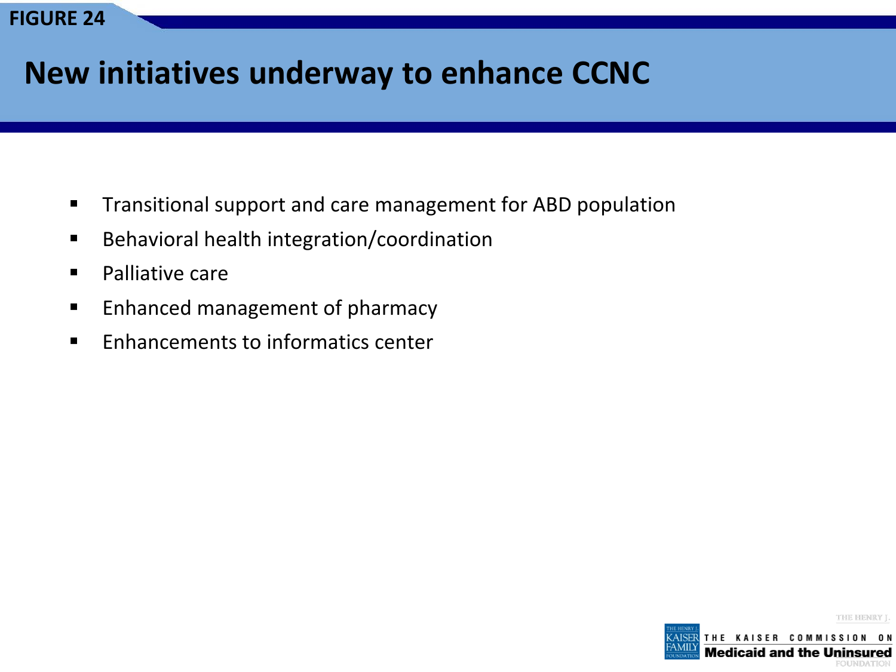FIGURE 24

# New initiatives underway to enhance CCNC

- Transitional support and care management for ABD population
- Behavioral health integration/coordination
- Palliative care
- Enhanced management of pharmacy
- Enhancements to informatics center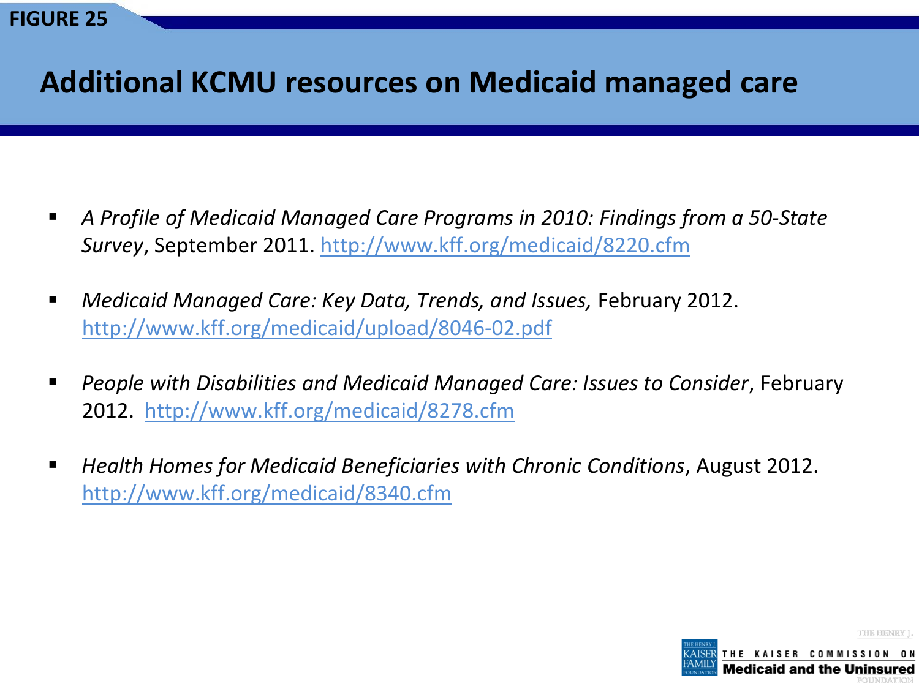FIGURE 25

# Additional KCMU resources on Medicaid managed care

- *A Profile of Medicaid Managed Care Programs in 2010: Findings from a 50-State Survey*, September 2011. http://www.kff.org/medicaid/8220.cfm
- *Medicaid Managed Care: Key Data, Trends, and Issues,* February 2012. http://www.kff.org/medicaid/upload/8046-02.pdf
- *People with Disabilities and Medicaid Managed Care: Issues to Consider*, February 2012. http://www.kff.org/medicaid/8278.cfm
- *Health Homes for Medicaid Beneficiaries with Chronic Conditions*, August 2012. http://www.kff.org/medicaid/8340.cfm